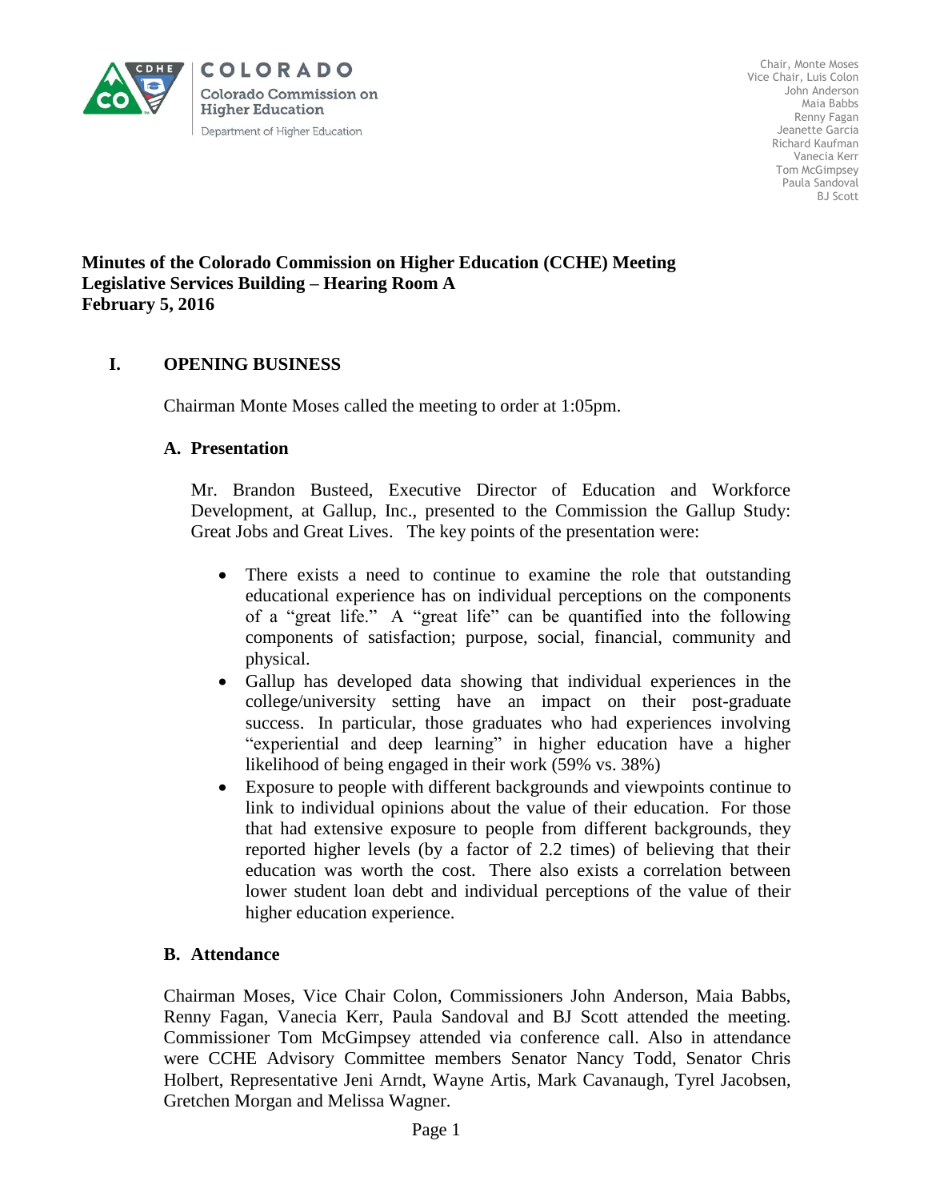COLORADO
Colorado Commission on Higher Education
Department of Higher Education

Chair, Monte Moses
Vice Chair, Luis Colon
John Anderson
Maia Babbs
Renny Fagan
Jeanette Garcia
Richard Kaufman
Vanecia Kerr
Tom McGimpsey
Paula Sandoval
BJ Scott

**Minutes of the Colorado Commission on Higher Education (CCHE) Meeting**
**Legislative Services Building – Hearing Room A**
**February 5, 2016**

## I. OPENING BUSINESS

Chairman Monte Moses called the meeting to order at 1:05pm.

### A. Presentation

Mr. Brandon Busteed, Executive Director of Education and Workforce Development, at Gallup, Inc., presented to the Commission the Gallup Study: Great Jobs and Great Lives. The key points of the presentation were:

- There exists a need to continue to examine the role that outstanding educational experience has on individual perceptions on the components of a "great life." A "great life" can be quantified into the following components of satisfaction; purpose, social, financial, community and physical.
- Gallup has developed data showing that individual experiences in the college/university setting have an impact on their post-graduate success. In particular, those graduates who had experiences involving "experiential and deep learning" in higher education have a higher likelihood of being engaged in their work (59% vs. 38%)
- Exposure to people with different backgrounds and viewpoints continue to link to individual opinions about the value of their education. For those that had extensive exposure to people from different backgrounds, they reported higher levels (by a factor of 2.2 times) of believing that their education was worth the cost. There also exists a correlation between lower student loan debt and individual perceptions of the value of their higher education experience.

### B. Attendance

Chairman Moses, Vice Chair Colon, Commissioners John Anderson, Maia Babbs, Renny Fagan, Vanecia Kerr, Paula Sandoval and BJ Scott attended the meeting. Commissioner Tom McGimpsey attended via conference call. Also in attendance were CCHE Advisory Committee members Senator Nancy Todd, Senator Chris Holbert, Representative Jeni Arndt, Wayne Artis, Mark Cavanaugh, Tyrel Jacobsen, Gretchen Morgan and Melissa Wagner.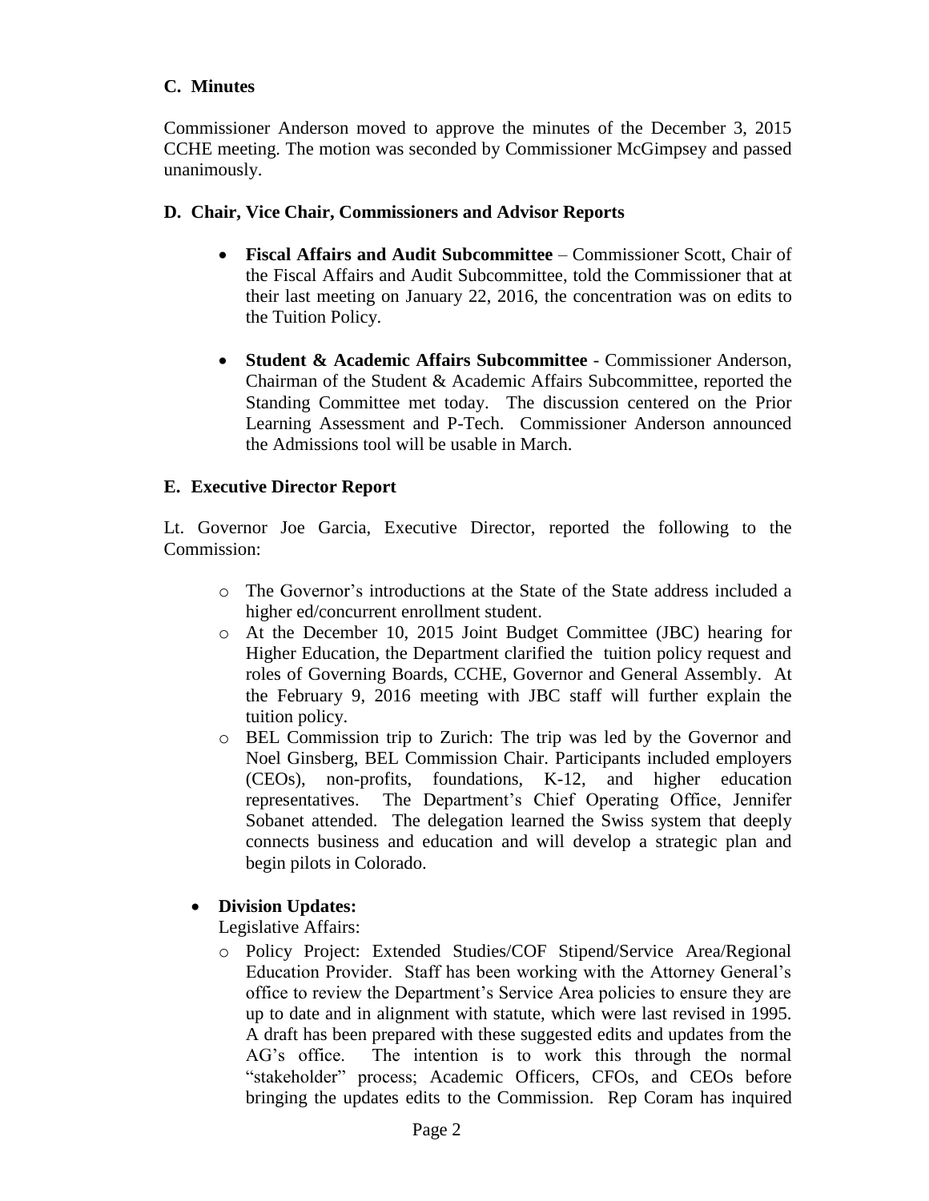### C. Minutes

Commissioner Anderson moved to approve the minutes of the December 3, 2015 CCHE meeting. The motion was seconded by Commissioner McGimpsey and passed unanimously.

### D. Chair, Vice Chair, Commissioners and Advisor Reports

- **Fiscal Affairs and Audit Subcommittee** – Commissioner Scott, Chair of the Fiscal Affairs and Audit Subcommittee, told the Commissioner that at their last meeting on January 22, 2016, the concentration was on edits to the Tuition Policy.

- **Student & Academic Affairs Subcommittee** - Commissioner Anderson, Chairman of the Student & Academic Affairs Subcommittee, reported the Standing Committee met today. The discussion centered on the Prior Learning Assessment and P-Tech. Commissioner Anderson announced the Admissions tool will be usable in March.

### E. Executive Director Report

Lt. Governor Joe Garcia, Executive Director, reported the following to the Commission:

- The Governor's introductions at the State of the State address included a higher ed/concurrent enrollment student.
- At the December 10, 2015 Joint Budget Committee (JBC) hearing for Higher Education, the Department clarified the tuition policy request and roles of Governing Boards, CCHE, Governor and General Assembly. At the February 9, 2016 meeting with JBC staff will further explain the tuition policy.
- BEL Commission trip to Zurich: The trip was led by the Governor and Noel Ginsberg, BEL Commission Chair. Participants included employers (CEOs), non-profits, foundations, K-12, and higher education representatives. The Department's Chief Operating Office, Jennifer Sobanet attended. The delegation learned the Swiss system that deeply connects business and education and will develop a strategic plan and begin pilots in Colorado.

- **Division Updates:**

  Legislative Affairs:

  - Policy Project: Extended Studies/COF Stipend/Service Area/Regional Education Provider. Staff has been working with the Attorney General's office to review the Department's Service Area policies to ensure they are up to date and in alignment with statute, which were last revised in 1995. A draft has been prepared with these suggested edits and updates from the AG's office. The intention is to work this through the normal "stakeholder" process; Academic Officers, CFOs, and CEOs before bringing the updates edits to the Commission. Rep Coram has inquired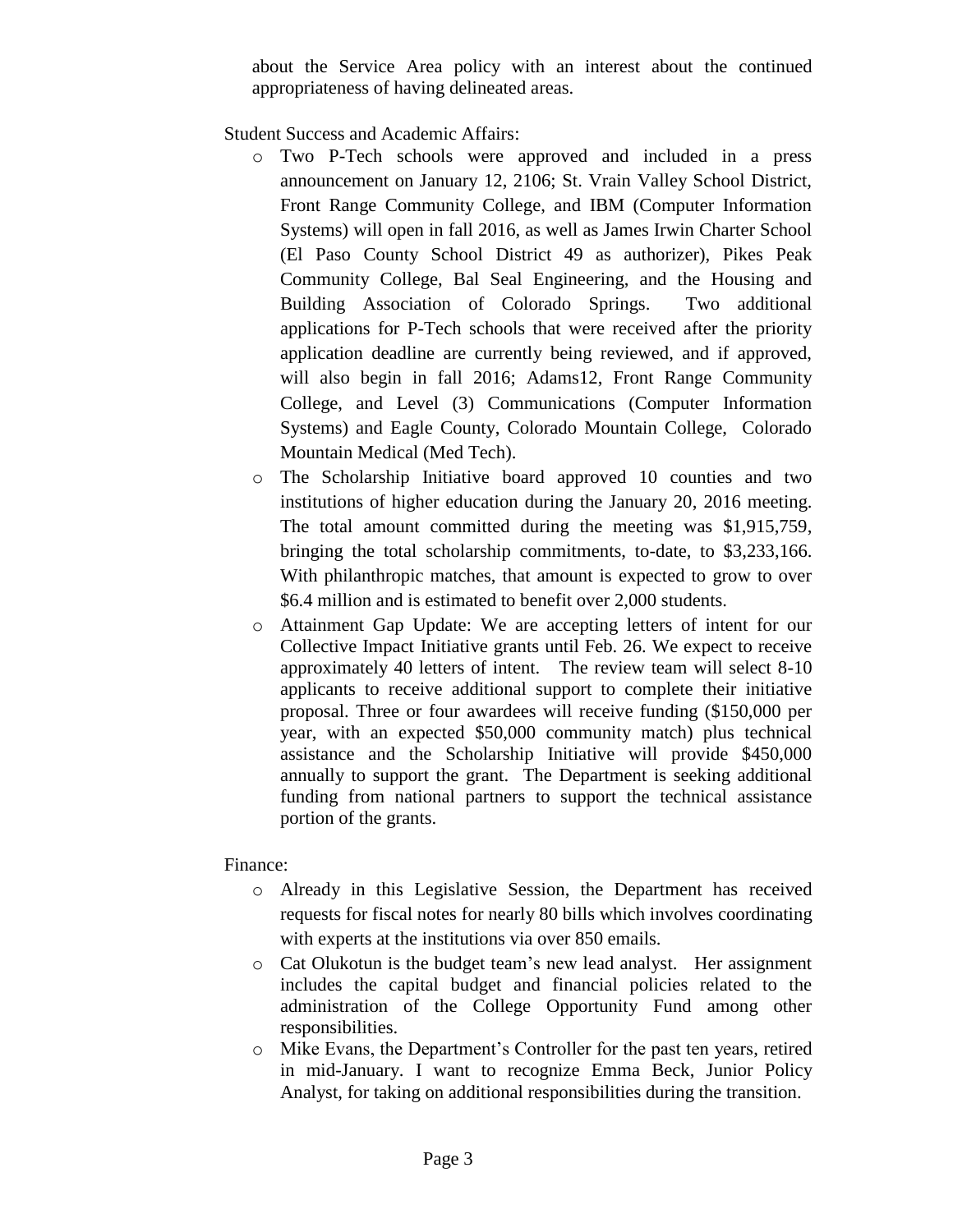about the Service Area policy with an interest about the continued appropriateness of having delineated areas.

Student Success and Academic Affairs:

- Two P-Tech schools were approved and included in a press announcement on January 12, 2106; St. Vrain Valley School District, Front Range Community College, and IBM (Computer Information Systems) will open in fall 2016, as well as James Irwin Charter School (El Paso County School District 49 as authorizer), Pikes Peak Community College, Bal Seal Engineering, and the Housing and Building Association of Colorado Springs. Two additional applications for P-Tech schools that were received after the priority application deadline are currently being reviewed, and if approved, will also begin in fall 2016; Adams12, Front Range Community College, and Level (3) Communications (Computer Information Systems) and Eagle County, Colorado Mountain College, Colorado Mountain Medical (Med Tech).
- The Scholarship Initiative board approved 10 counties and two institutions of higher education during the January 20, 2016 meeting. The total amount committed during the meeting was $1,915,759, bringing the total scholarship commitments, to-date, to $3,233,166. With philanthropic matches, that amount is expected to grow to over $6.4 million and is estimated to benefit over 2,000 students.
- Attainment Gap Update: We are accepting letters of intent for our Collective Impact Initiative grants until Feb. 26. We expect to receive approximately 40 letters of intent. The review team will select 8-10 applicants to receive additional support to complete their initiative proposal. Three or four awardees will receive funding ($150,000 per year, with an expected $50,000 community match) plus technical assistance and the Scholarship Initiative will provide $450,000 annually to support the grant. The Department is seeking additional funding from national partners to support the technical assistance portion of the grants.

Finance:

- Already in this Legislative Session, the Department has received requests for fiscal notes for nearly 80 bills which involves coordinating with experts at the institutions via over 850 emails.
- Cat Olukotun is the budget team's new lead analyst. Her assignment includes the capital budget and financial policies related to the administration of the College Opportunity Fund among other responsibilities.
- Mike Evans, the Department's Controller for the past ten years, retired in mid-January. I want to recognize Emma Beck, Junior Policy Analyst, for taking on additional responsibilities during the transition.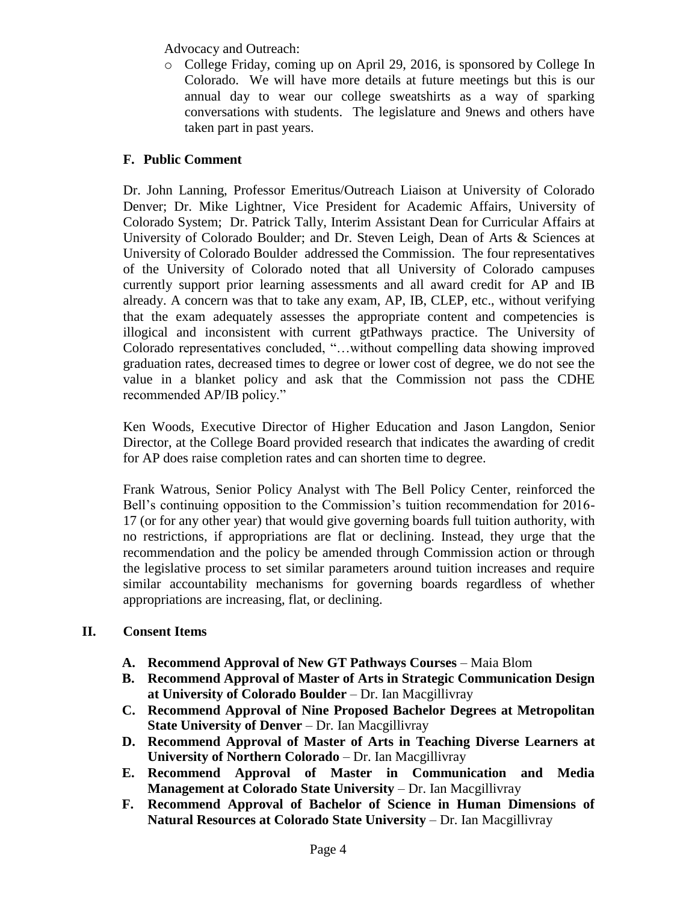Advocacy and Outreach:

- College Friday, coming up on April 29, 2016, is sponsored by College In Colorado. We will have more details at future meetings but this is our annual day to wear our college sweatshirts as a way of sparking conversations with students. The legislature and 9news and others have taken part in past years.

### F. Public Comment

Dr. John Lanning, Professor Emeritus/Outreach Liaison at University of Colorado Denver; Dr. Mike Lightner, Vice President for Academic Affairs, University of Colorado System; Dr. Patrick Tally, Interim Assistant Dean for Curricular Affairs at University of Colorado Boulder; and Dr. Steven Leigh, Dean of Arts & Sciences at University of Colorado Boulder addressed the Commission. The four representatives of the University of Colorado noted that all University of Colorado campuses currently support prior learning assessments and all award credit for AP and IB already. A concern was that to take any exam, AP, IB, CLEP, etc., without verifying that the exam adequately assesses the appropriate content and competencies is illogical and inconsistent with current gtPathways practice. The University of Colorado representatives concluded, "…without compelling data showing improved graduation rates, decreased times to degree or lower cost of degree, we do not see the value in a blanket policy and ask that the Commission not pass the CDHE recommended AP/IB policy."

Ken Woods, Executive Director of Higher Education and Jason Langdon, Senior Director, at the College Board provided research that indicates the awarding of credit for AP does raise completion rates and can shorten time to degree.

Frank Watrous, Senior Policy Analyst with The Bell Policy Center, reinforced the Bell's continuing opposition to the Commission's tuition recommendation for 2016-17 (or for any other year) that would give governing boards full tuition authority, with no restrictions, if appropriations are flat or declining. Instead, they urge that the recommendation and the policy be amended through Commission action or through the legislative process to set similar parameters around tuition increases and require similar accountability mechanisms for governing boards regardless of whether appropriations are increasing, flat, or declining.

## II. Consent Items

- **A. Recommend Approval of New GT Pathways Courses** – Maia Blom
- **B. Recommend Approval of Master of Arts in Strategic Communication Design at University of Colorado Boulder** – Dr. Ian Macgillivray
- **C. Recommend Approval of Nine Proposed Bachelor Degrees at Metropolitan State University of Denver** – Dr. Ian Macgillivray
- **D. Recommend Approval of Master of Arts in Teaching Diverse Learners at University of Northern Colorado** – Dr. Ian Macgillivray
- **E. Recommend Approval of Master in Communication and Media Management at Colorado State University** – Dr. Ian Macgillivray
- **F. Recommend Approval of Bachelor of Science in Human Dimensions of Natural Resources at Colorado State University** – Dr. Ian Macgillivray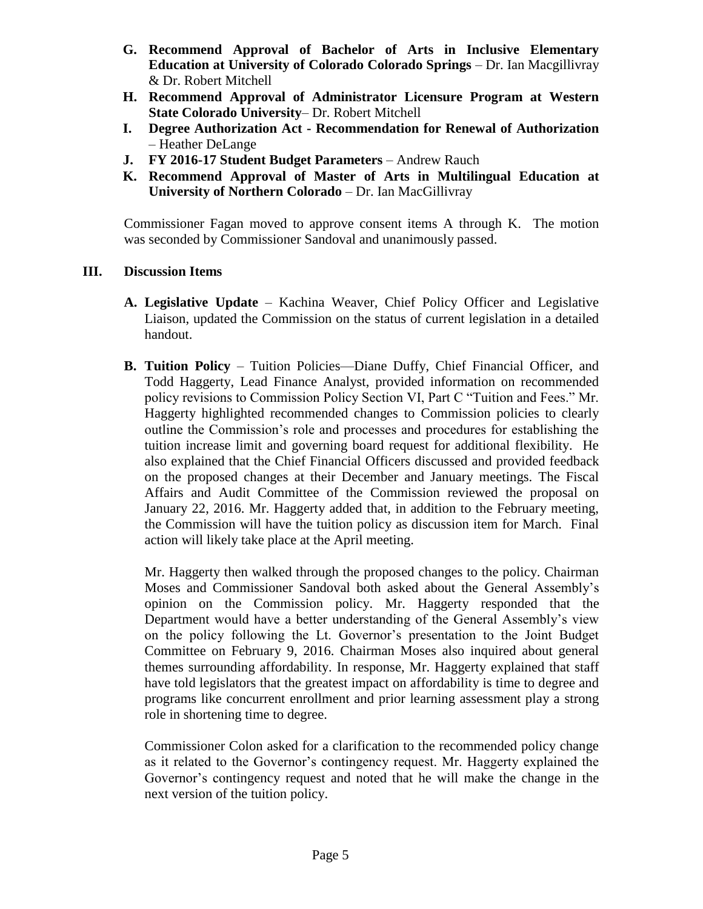**G. Recommend Approval of Bachelor of Arts in Inclusive Elementary Education at University of Colorado Colorado Springs** – Dr. Ian Macgillivray & Dr. Robert Mitchell

**H. Recommend Approval of Administrator Licensure Program at Western State Colorado University**– Dr. Robert Mitchell

**I. Degree Authorization Act - Recommendation for Renewal of Authorization** – Heather DeLange

**J. FY 2016-17 Student Budget Parameters** – Andrew Rauch

**K. Recommend Approval of Master of Arts in Multilingual Education at University of Northern Colorado** – Dr. Ian MacGillivray

Commissioner Fagan moved to approve consent items A through K. The motion was seconded by Commissioner Sandoval and unanimously passed.

## III. Discussion Items

**A. Legislative Update** – Kachina Weaver, Chief Policy Officer and Legislative Liaison, updated the Commission on the status of current legislation in a detailed handout.

**B. Tuition Policy** – Tuition Policies—Diane Duffy, Chief Financial Officer, and Todd Haggerty, Lead Finance Analyst, provided information on recommended policy revisions to Commission Policy Section VI, Part C "Tuition and Fees." Mr. Haggerty highlighted recommended changes to Commission policies to clearly outline the Commission's role and processes and procedures for establishing the tuition increase limit and governing board request for additional flexibility. He also explained that the Chief Financial Officers discussed and provided feedback on the proposed changes at their December and January meetings. The Fiscal Affairs and Audit Committee of the Commission reviewed the proposal on January 22, 2016. Mr. Haggerty added that, in addition to the February meeting, the Commission will have the tuition policy as discussion item for March. Final action will likely take place at the April meeting.

Mr. Haggerty then walked through the proposed changes to the policy. Chairman Moses and Commissioner Sandoval both asked about the General Assembly's opinion on the Commission policy. Mr. Haggerty responded that the Department would have a better understanding of the General Assembly's view on the policy following the Lt. Governor's presentation to the Joint Budget Committee on February 9, 2016. Chairman Moses also inquired about general themes surrounding affordability. In response, Mr. Haggerty explained that staff have told legislators that the greatest impact on affordability is time to degree and programs like concurrent enrollment and prior learning assessment play a strong role in shortening time to degree.

Commissioner Colon asked for a clarification to the recommended policy change as it related to the Governor's contingency request. Mr. Haggerty explained the Governor's contingency request and noted that he will make the change in the next version of the tuition policy.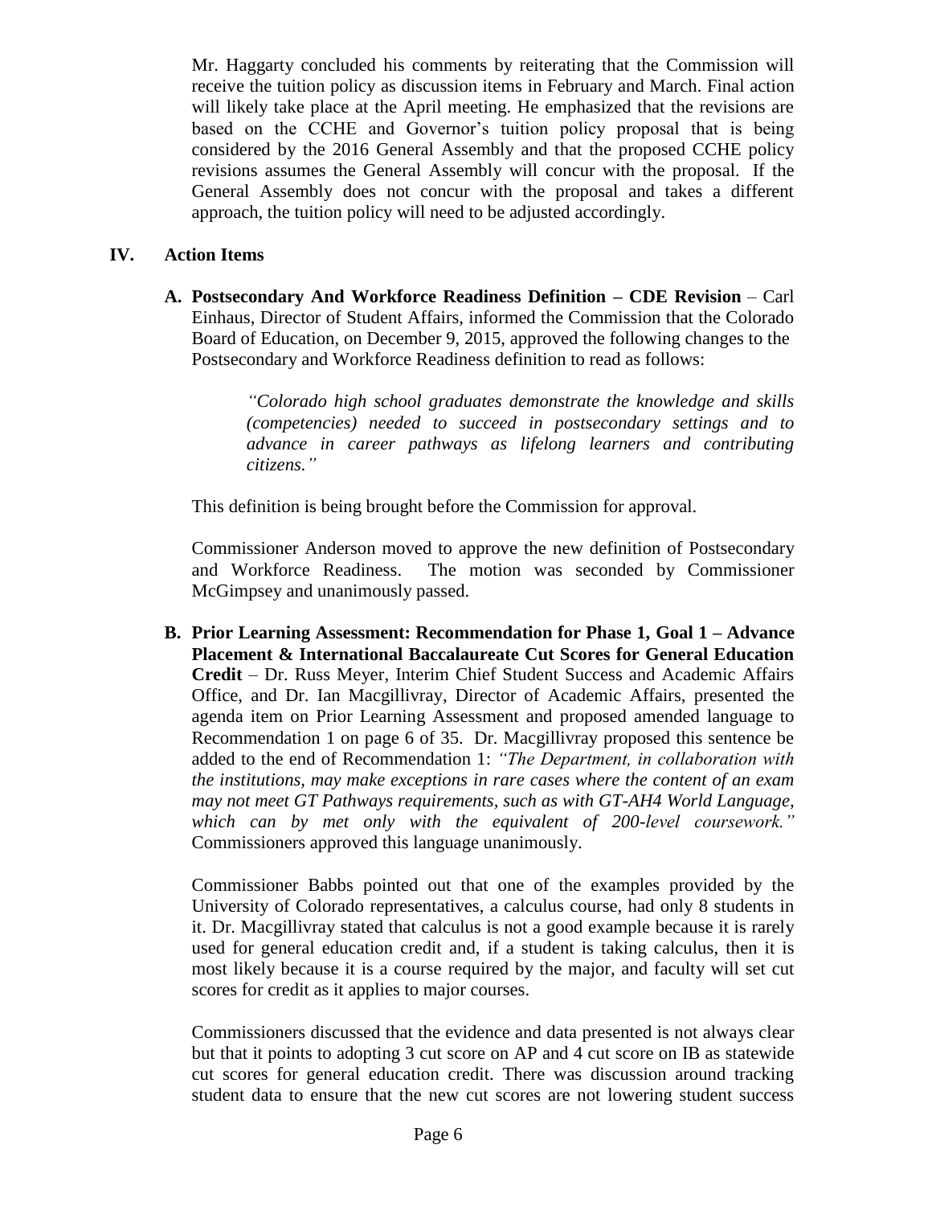Mr. Haggarty concluded his comments by reiterating that the Commission will receive the tuition policy as discussion items in February and March. Final action will likely take place at the April meeting. He emphasized that the revisions are based on the CCHE and Governor's tuition policy proposal that is being considered by the 2016 General Assembly and that the proposed CCHE policy revisions assumes the General Assembly will concur with the proposal. If the General Assembly does not concur with the proposal and takes a different approach, the tuition policy will need to be adjusted accordingly.

## IV. Action Items

**A. Postsecondary And Workforce Readiness Definition – CDE Revision** – Carl Einhaus, Director of Student Affairs, informed the Commission that the Colorado Board of Education, on December 9, 2015, approved the following changes to the Postsecondary and Workforce Readiness definition to read as follows:

> *"Colorado high school graduates demonstrate the knowledge and skills (competencies) needed to succeed in postsecondary settings and to advance in career pathways as lifelong learners and contributing citizens."*

This definition is being brought before the Commission for approval.

Commissioner Anderson moved to approve the new definition of Postsecondary and Workforce Readiness. The motion was seconded by Commissioner McGimpsey and unanimously passed.

**B. Prior Learning Assessment: Recommendation for Phase 1, Goal 1 – Advance Placement & International Baccalaureate Cut Scores for General Education Credit** – Dr. Russ Meyer, Interim Chief Student Success and Academic Affairs Office, and Dr. Ian Macgillivray, Director of Academic Affairs, presented the agenda item on Prior Learning Assessment and proposed amended language to Recommendation 1 on page 6 of 35. Dr. Macgillivray proposed this sentence be added to the end of Recommendation 1: *"The Department, in collaboration with the institutions, may make exceptions in rare cases where the content of an exam may not meet GT Pathways requirements, such as with GT-AH4 World Language, which can by met only with the equivalent of 200-level coursework."* Commissioners approved this language unanimously.

Commissioner Babbs pointed out that one of the examples provided by the University of Colorado representatives, a calculus course, had only 8 students in it. Dr. Macgillivray stated that calculus is not a good example because it is rarely used for general education credit and, if a student is taking calculus, then it is most likely because it is a course required by the major, and faculty will set cut scores for credit as it applies to major courses.

Commissioners discussed that the evidence and data presented is not always clear but that it points to adopting 3 cut score on AP and 4 cut score on IB as statewide cut scores for general education credit. There was discussion around tracking student data to ensure that the new cut scores are not lowering student success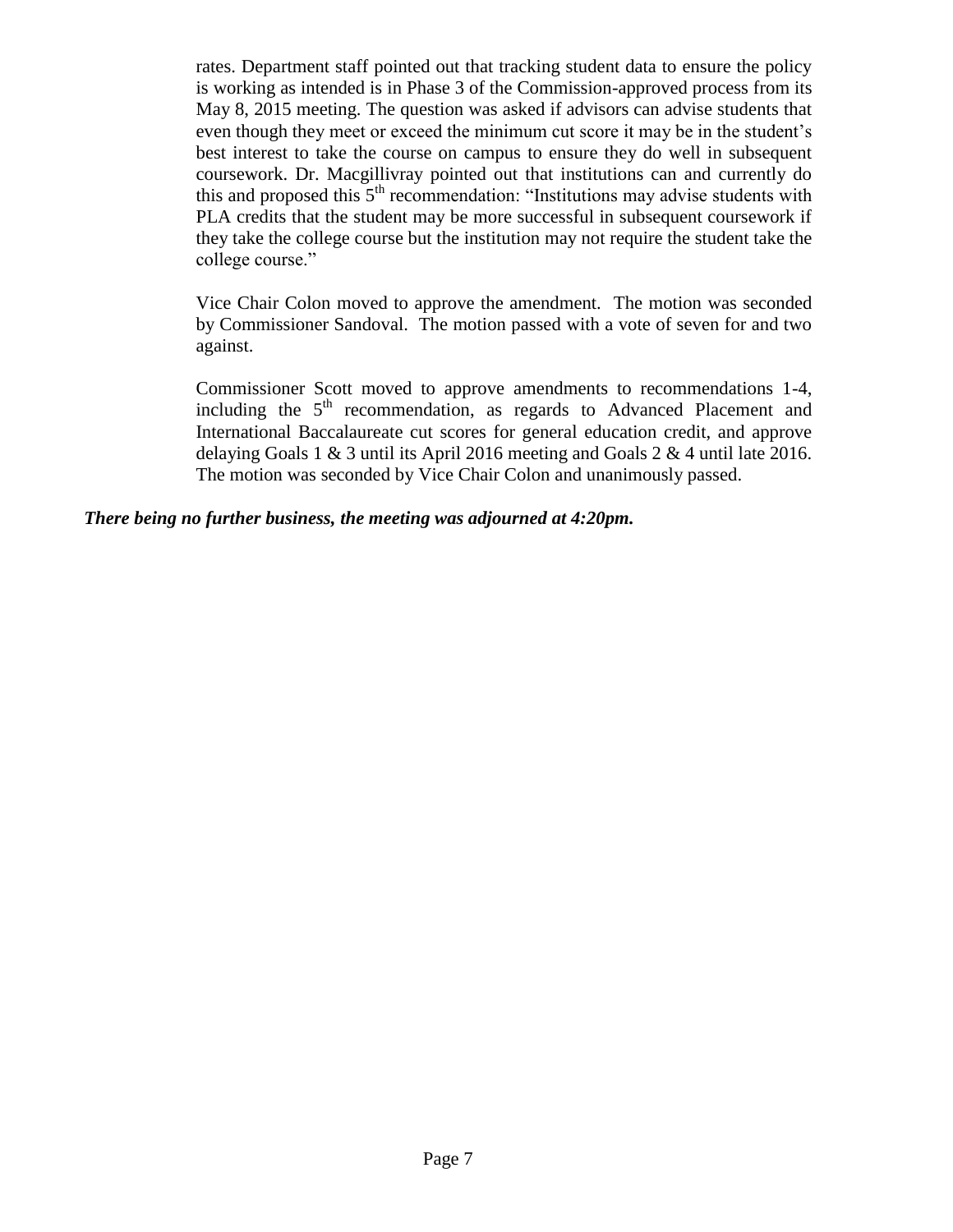rates. Department staff pointed out that tracking student data to ensure the policy is working as intended is in Phase 3 of the Commission-approved process from its May 8, 2015 meeting. The question was asked if advisors can advise students that even though they meet or exceed the minimum cut score it may be in the student's best interest to take the course on campus to ensure they do well in subsequent coursework. Dr. Macgillivray pointed out that institutions can and currently do this and proposed this 5th recommendation: "Institutions may advise students with PLA credits that the student may be more successful in subsequent coursework if they take the college course but the institution may not require the student take the college course."

Vice Chair Colon moved to approve the amendment. The motion was seconded by Commissioner Sandoval. The motion passed with a vote of seven for and two against.

Commissioner Scott moved to approve amendments to recommendations 1-4, including the 5th recommendation, as regards to Advanced Placement and International Baccalaureate cut scores for general education credit, and approve delaying Goals 1 & 3 until its April 2016 meeting and Goals 2 & 4 until late 2016. The motion was seconded by Vice Chair Colon and unanimously passed.

***There being no further business, the meeting was adjourned at 4:20pm.***